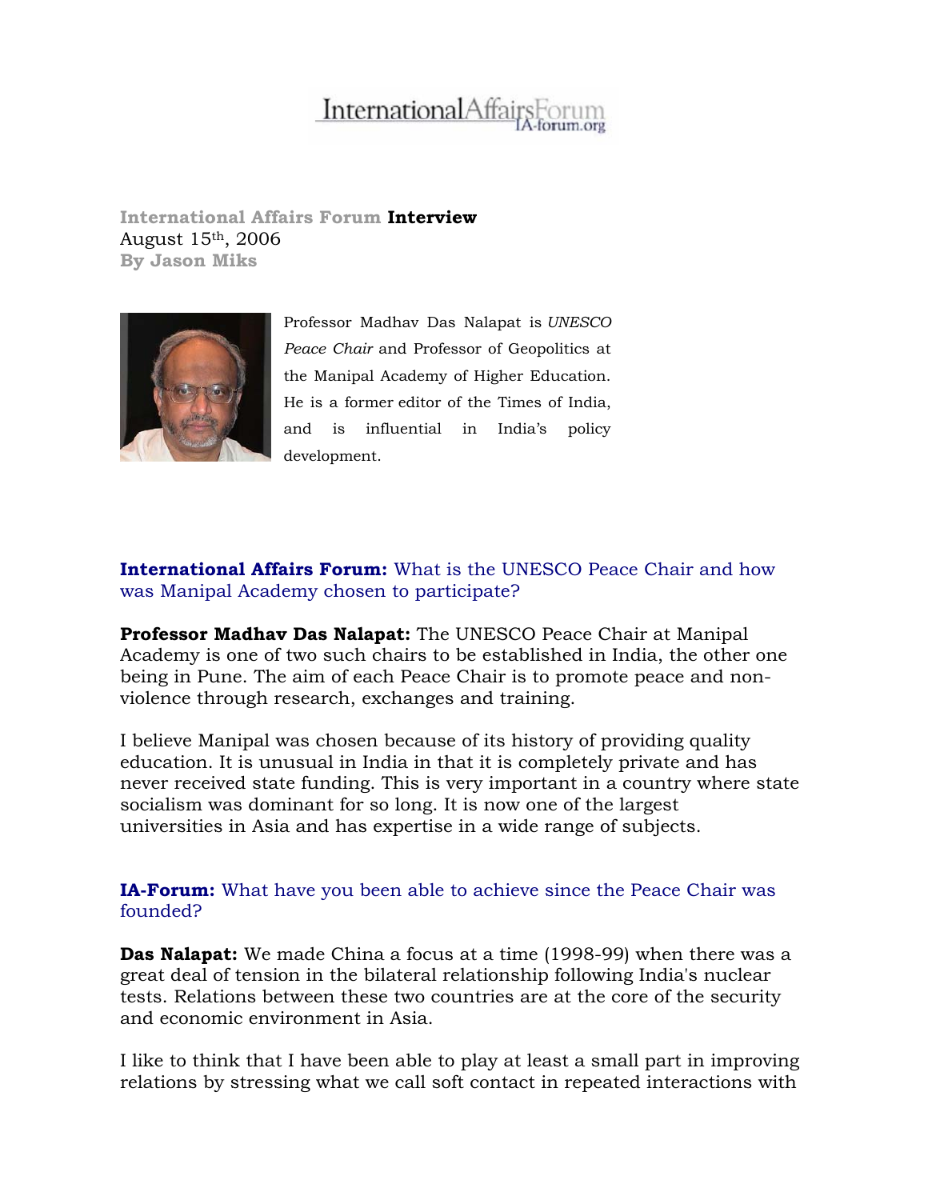**International Affairs Forum Interview**
August 15th, 2006
**By Jason Miks**

Professor Madhav Das Nalapat is *UNESCO Peace Chair* and Professor of Geopolitics at the Manipal Academy of Higher Education. He is a former editor of the Times of India, and is influential in India's policy development.

**International Affairs Forum:** What is the UNESCO Peace Chair and how was Manipal Academy chosen to participate?

**Professor Madhav Das Nalapat:** The UNESCO Peace Chair at Manipal Academy is one of two such chairs to be established in India, the other one being in Pune. The aim of each Peace Chair is to promote peace and non-violence through research, exchanges and training.

I believe Manipal was chosen because of its history of providing quality education. It is unusual in India in that it is completely private and has never received state funding. This is very important in a country where state socialism was dominant for so long. It is now one of the largest universities in Asia and has expertise in a wide range of subjects.

**IA-Forum:** What have you been able to achieve since the Peace Chair was founded?

**Das Nalapat:** We made China a focus at a time (1998-99) when there was a great deal of tension in the bilateral relationship following India's nuclear tests. Relations between these two countries are at the core of the security and economic environment in Asia.

I like to think that I have been able to play at least a small part in improving relations by stressing what we call soft contact in repeated interactions with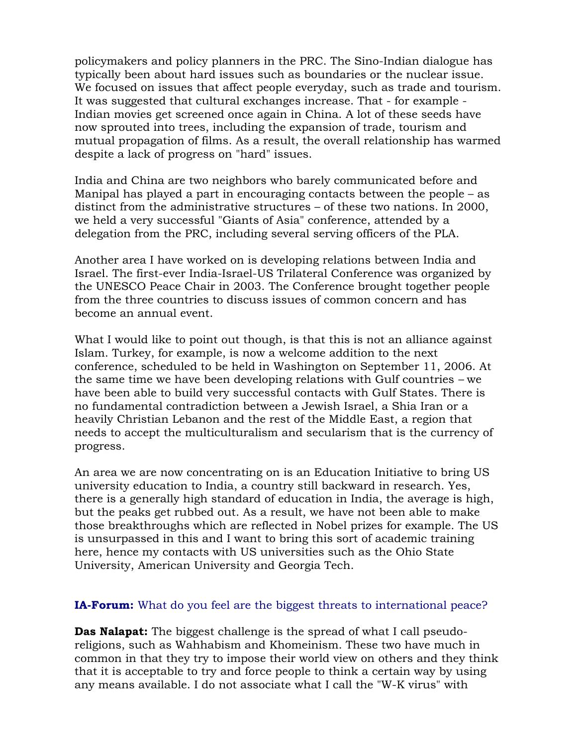policymakers and policy planners in the PRC. The Sino-Indian dialogue has typically been about hard issues such as boundaries or the nuclear issue. We focused on issues that affect people everyday, such as trade and tourism. It was suggested that cultural exchanges increase. That - for example - Indian movies get screened once again in China. A lot of these seeds have now sprouted into trees, including the expansion of trade, tourism and mutual propagation of films. As a result, the overall relationship has warmed despite a lack of progress on "hard" issues.

India and China are two neighbors who barely communicated before and Manipal has played a part in encouraging contacts between the people – as distinct from the administrative structures – of these two nations. In 2000, we held a very successful "Giants of Asia" conference, attended by a delegation from the PRC, including several serving officers of the PLA.

Another area I have worked on is developing relations between India and Israel. The first-ever India-Israel-US Trilateral Conference was organized by the UNESCO Peace Chair in 2003. The Conference brought together people from the three countries to discuss issues of common concern and has become an annual event.

What I would like to point out though, is that this is not an alliance against Islam. Turkey, for example, is now a welcome addition to the next conference, scheduled to be held in Washington on September 11, 2006. At the same time we have been developing relations with Gulf countries – we have been able to build very successful contacts with Gulf States. There is no fundamental contradiction between a Jewish Israel, a Shia Iran or a heavily Christian Lebanon and the rest of the Middle East, a region that needs to accept the multiculturalism and secularism that is the currency of progress.

An area we are now concentrating on is an Education Initiative to bring US university education to India, a country still backward in research. Yes, there is a generally high standard of education in India, the average is high, but the peaks get rubbed out. As a result, we have not been able to make those breakthroughs which are reflected in Nobel prizes for example. The US is unsurpassed in this and I want to bring this sort of academic training here, hence my contacts with US universities such as the Ohio State University, American University and Georgia Tech.

**IA-Forum:** What do you feel are the biggest threats to international peace?

**Das Nalapat:** The biggest challenge is the spread of what I call pseudo-religions, such as Wahhabism and Khomeinism. These two have much in common in that they try to impose their world view on others and they think that it is acceptable to try and force people to think a certain way by using any means available. I do not associate what I call the "W-K virus" with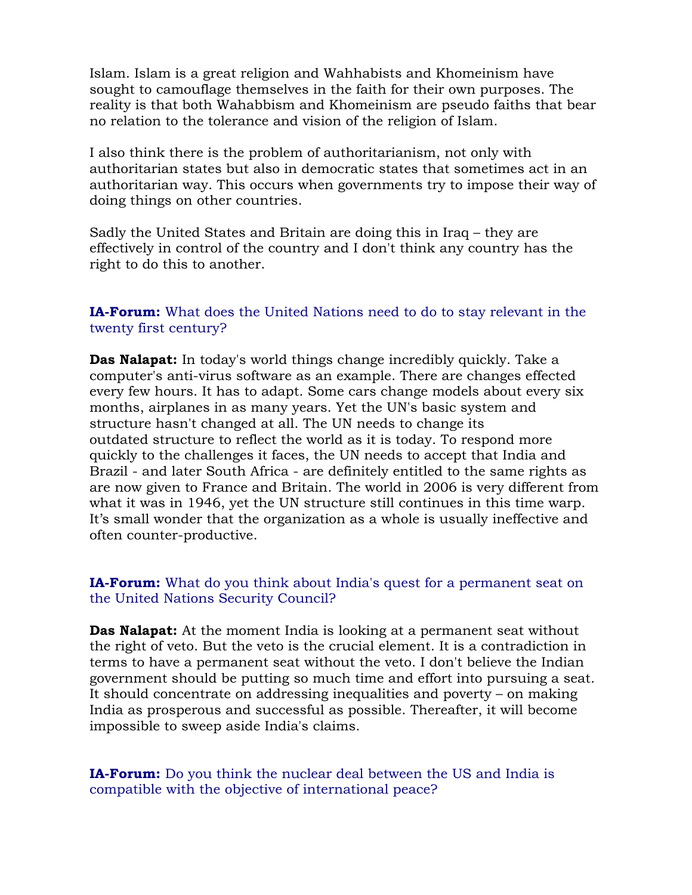Islam. Islam is a great religion and Wahhabists and Khomeinism have sought to camouflage themselves in the faith for their own purposes. The reality is that both Wahabbism and Khomeinism are pseudo faiths that bear no relation to the tolerance and vision of the religion of Islam.

I also think there is the problem of authoritarianism, not only with authoritarian states but also in democratic states that sometimes act in an authoritarian way. This occurs when governments try to impose their way of doing things on other countries.

Sadly the United States and Britain are doing this in Iraq – they are effectively in control of the country and I don't think any country has the right to do this to another.

**IA-Forum:** What does the United Nations need to do to stay relevant in the twenty first century?

**Das Nalapat:** In today's world things change incredibly quickly. Take a computer's anti-virus software as an example. There are changes effected every few hours. It has to adapt. Some cars change models about every six months, airplanes in as many years. Yet the UN's basic system and structure hasn't changed at all. The UN needs to change its outdated structure to reflect the world as it is today. To respond more quickly to the challenges it faces, the UN needs to accept that India and Brazil - and later South Africa - are definitely entitled to the same rights as are now given to France and Britain. The world in 2006 is very different from what it was in 1946, yet the UN structure still continues in this time warp. It's small wonder that the organization as a whole is usually ineffective and often counter-productive.

**IA-Forum:** What do you think about India's quest for a permanent seat on the United Nations Security Council?

**Das Nalapat:** At the moment India is looking at a permanent seat without the right of veto. But the veto is the crucial element. It is a contradiction in terms to have a permanent seat without the veto. I don't believe the Indian government should be putting so much time and effort into pursuing a seat. It should concentrate on addressing inequalities and poverty – on making India as prosperous and successful as possible. Thereafter, it will become impossible to sweep aside India's claims.

**IA-Forum:** Do you think the nuclear deal between the US and India is compatible with the objective of international peace?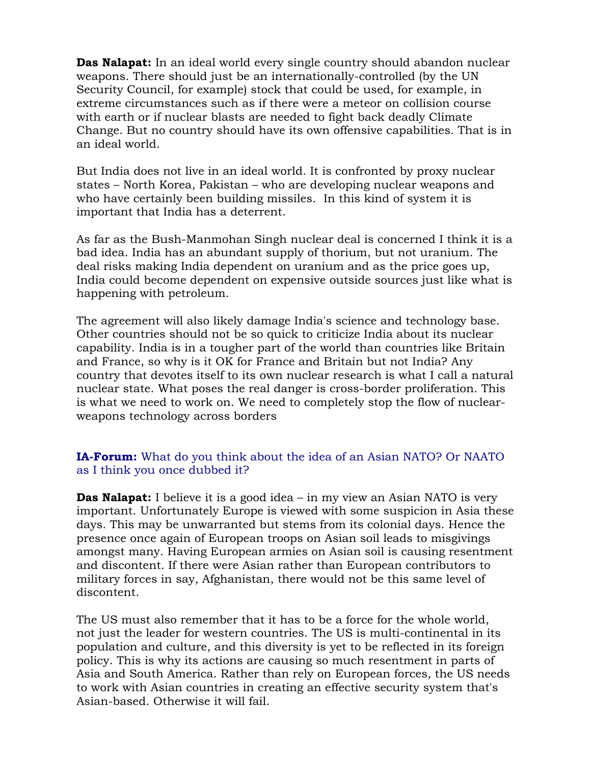**Das Nalapat:** In an ideal world every single country should abandon nuclear weapons. There should just be an internationally-controlled (by the UN Security Council, for example) stock that could be used, for example, in extreme circumstances such as if there were a meteor on collision course with earth or if nuclear blasts are needed to fight back deadly Climate Change. But no country should have its own offensive capabilities. That is in an ideal world.

But India does not live in an ideal world. It is confronted by proxy nuclear states – North Korea, Pakistan – who are developing nuclear weapons and who have certainly been building missiles. In this kind of system it is important that India has a deterrent.

As far as the Bush-Manmohan Singh nuclear deal is concerned I think it is a bad idea. India has an abundant supply of thorium, but not uranium. The deal risks making India dependent on uranium and as the price goes up, India could become dependent on expensive outside sources just like what is happening with petroleum.

The agreement will also likely damage India's science and technology base. Other countries should not be so quick to criticize India about its nuclear capability. India is in a tougher part of the world than countries like Britain and France, so why is it OK for France and Britain but not India? Any country that devotes itself to its own nuclear research is what I call a natural nuclear state. What poses the real danger is cross-border proliferation. This is what we need to work on. We need to completely stop the flow of nuclear-weapons technology across borders

**IA-Forum:** What do you think about the idea of an Asian NATO? Or NAATO as I think you once dubbed it?

**Das Nalapat:** I believe it is a good idea – in my view an Asian NATO is very important. Unfortunately Europe is viewed with some suspicion in Asia these days. This may be unwarranted but stems from its colonial days. Hence the presence once again of European troops on Asian soil leads to misgivings amongst many. Having European armies on Asian soil is causing resentment and discontent. If there were Asian rather than European contributors to military forces in say, Afghanistan, there would not be this same level of discontent.

The US must also remember that it has to be a force for the whole world, not just the leader for western countries. The US is multi-continental in its population and culture, and this diversity is yet to be reflected in its foreign policy. This is why its actions are causing so much resentment in parts of Asia and South America. Rather than rely on European forces, the US needs to work with Asian countries in creating an effective security system that's Asian-based. Otherwise it will fail.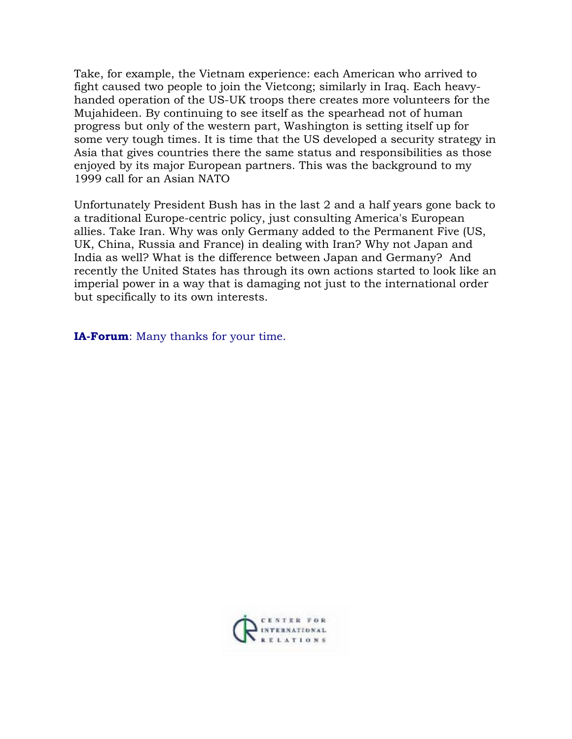Take, for example, the Vietnam experience: each American who arrived to fight caused two people to join the Vietcong; similarly in Iraq. Each heavy-handed operation of the US-UK troops there creates more volunteers for the Mujahideen. By continuing to see itself as the spearhead not of human progress but only of the western part, Washington is setting itself up for some very tough times. It is time that the US developed a security strategy in Asia that gives countries there the same status and responsibilities as those enjoyed by its major European partners. This was the background to my 1999 call for an Asian NATO

Unfortunately President Bush has in the last 2 and a half years gone back to a traditional Europe-centric policy, just consulting America's European allies. Take Iran. Why was only Germany added to the Permanent Five (US, UK, China, Russia and France) in dealing with Iran? Why not Japan and India as well? What is the difference between Japan and Germany? And recently the United States has through its own actions started to look like an imperial power in a way that is damaging not just to the international order but specifically to its own interests.

**IA-Forum**: Many thanks for your time.

CENTER FOR INTERNATIONAL RELATIONS